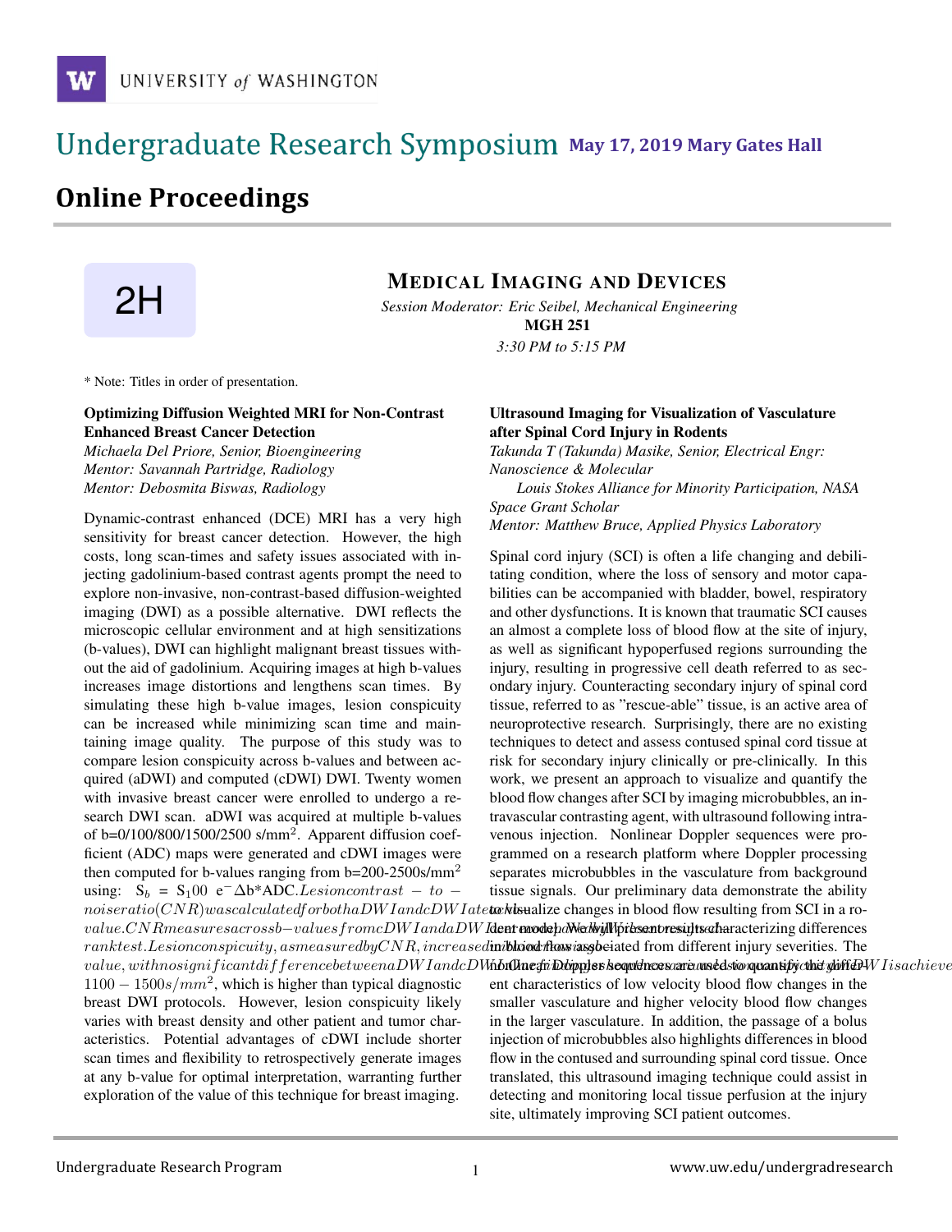# Undergraduate Research Symposium

**May 17, 2019 Mary Gates Hall**

## Online Proceedings

**2H**

## MEDICAL IMAGING AND DEVICES

*Session Moderator: Eric Seibel, Mechanical Engineering*

**MGH 251**

*3:30 PM to 5:15 PM*

\* Note: Titles in order of presentation.

### Optimizing Diffusion Weighted MRI for Non-Contrast Enhanced Breast Cancer Detection

*Michaela Del Priore, Senior, Bioengineering*
*Mentor: Savannah Partridge, Radiology*
*Mentor: Debosmita Biswas, Radiology*

Dynamic-contrast enhanced (DCE) MRI has a very high sensitivity for breast cancer detection. However, the high costs, long scan-times and safety issues associated with injecting gadolinium-based contrast agents prompt the need to explore non-invasive, non-contrast-based diffusion-weighted imaging (DWI) as a possible alternative. DWI reflects the microscopic cellular environment and at high sensitizations (b-values), DWI can highlight malignant breast tissues without the aid of gadolinium. Acquiring images at high b-values increases image distortions and lengthens scan times. By simulating these high b-value images, lesion conspicuity can be increased while minimizing scan time and maintaining image quality. The purpose of this study was to compare lesion conspicuity across b-values and between acquired (aDWI) and computed (cDWI) DWI. Twenty women with invasive breast cancer were enrolled to undergo a research DWI scan. aDWI was acquired at multiple b-values of b=0/100/800/1500/2500 s/mm$^2$. Apparent diffusion coefficient (ADC) maps were generated and cDWI images were then computed for b-values ranging from b=200-2500s/mm$^2$ using: $S_b$ = $S_100$ e$^-\Delta$b*ADC. Lesion contrast − to − noise ratio (CNR) was calculated for both aDWI and cDWI ate [...] value. CNR measures across b−values from cDWI and aDWI [...] rank test. Lesion conspicuity, as measured by CNR, increased in [...] value, with no significant difference between aDWI and cDW[...] I is achieve[...] $1100 - 1500 s/mm^2$, which is higher than typical diagnostic breast DWI protocols. However, lesion conspicuity likely varies with breast density and other patient and tumor characteristics. Potential advantages of cDWI include shorter scan times and flexibility to retrospectively generate images at any b-value for optimal interpretation, warranting further exploration of the value of this technique for breast imaging.

### Ultrasound Imaging for Visualization of Vasculature after Spinal Cord Injury in Rodents

*Takunda T (Takunda) Masike, Senior, Electrical Engr: Nanoscience & Molecular*
*Louis Stokes Alliance for Minority Participation, NASA Space Grant Scholar*
*Mentor: Matthew Bruce, Applied Physics Laboratory*

Spinal cord injury (SCI) is often a life changing and debilitating condition, where the loss of sensory and motor capabilities can be accompanied with bladder, bowel, respiratory and other dysfunctions. It is known that traumatic SCI causes an almost a complete loss of blood flow at the site of injury, as well as significant hypoperfused regions surrounding the injury, resulting in progressive cell death referred to as secondary injury. Counteracting secondary injury of spinal cord tissue, referred to as "rescue-able" tissue, is an active area of neuroprotective research. Surprisingly, there are no existing techniques to detect and assess contused spinal cord tissue at risk for secondary injury clinically or pre-clinically. In this work, we present an approach to visualize and quantify the blood flow changes after SCI by imaging microbubbles, an intravascular contrasting agent, with ultrasound following intravenous injection. Nonlinear Doppler sequences were programmed on a research platform where Doppler processing separates microbubbles in the vasculature from background tissue signals. Our preliminary data demonstrate the ability to visualize changes in blood flow resulting from SCI in a rodent model. We will present results characterizing differences in blood flow associated from different injury severities. The nonlinear Doppler sequences are used to quantify the different characteristics of low velocity blood flow changes in the smaller vasculature and higher velocity blood flow changes in the larger vasculature. In addition, the passage of a bolus injection of microbubbles also highlights differences in blood flow in the contused and surrounding spinal cord tissue. Once translated, this ultrasound imaging technique could assist in detecting and monitoring local tissue perfusion at the injury site, ultimately improving SCI patient outcomes.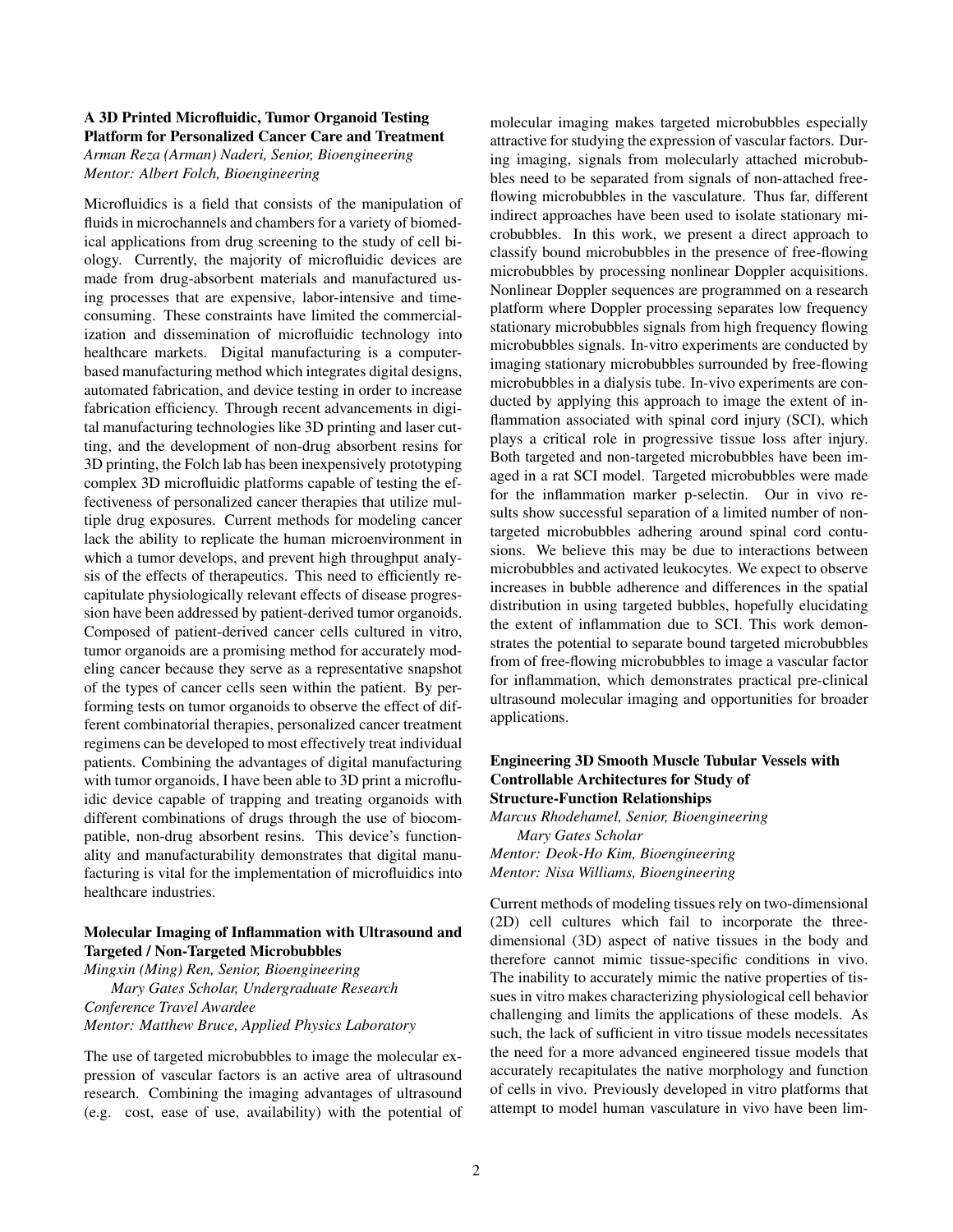### A 3D Printed Microfluidic, Tumor Organoid Testing Platform for Personalized Cancer Care and Treatment

*Arman Reza (Arman) Naderi, Senior, Bioengineering*
*Mentor: Albert Folch, Bioengineering*

Microfluidics is a field that consists of the manipulation of fluids in microchannels and chambers for a variety of biomedical applications from drug screening to the study of cell biology. Currently, the majority of microfluidic devices are made from drug-absorbent materials and manufactured using processes that are expensive, labor-intensive and time-consuming. These constraints have limited the commercialization and dissemination of microfluidic technology into healthcare markets. Digital manufacturing is a computer-based manufacturing method which integrates digital designs, automated fabrication, and device testing in order to increase fabrication efficiency. Through recent advancements in digital manufacturing technologies like 3D printing and laser cutting, and the development of non-drug absorbent resins for 3D printing, the Folch lab has been inexpensively prototyping complex 3D microfluidic platforms capable of testing the effectiveness of personalized cancer therapies that utilize multiple drug exposures. Current methods for modeling cancer lack the ability to replicate the human microenvironment in which a tumor develops, and prevent high throughput analysis of the effects of therapeutics. This need to efficiently recapitulate physiologically relevant effects of disease progression have been addressed by patient-derived tumor organoids. Composed of patient-derived cancer cells cultured in vitro, tumor organoids are a promising method for accurately modeling cancer because they serve as a representative snapshot of the types of cancer cells seen within the patient. By performing tests on tumor organoids to observe the effect of different combinatorial therapies, personalized cancer treatment regimens can be developed to most effectively treat individual patients. Combining the advantages of digital manufacturing with tumor organoids, I have been able to 3D print a microfluidic device capable of trapping and treating organoids with different combinations of drugs through the use of biocompatible, non-drug absorbent resins. This device's functionality and manufacturability demonstrates that digital manufacturing is vital for the implementation of microfluidics into healthcare industries.

### Molecular Imaging of Inflammation with Ultrasound and Targeted / Non-Targeted Microbubbles

*Mingxin (Ming) Ren, Senior, Bioengineering*
*Mary Gates Scholar, Undergraduate Research Conference Travel Awardee*
*Mentor: Matthew Bruce, Applied Physics Laboratory*

The use of targeted microbubbles to image the molecular expression of vascular factors is an active area of ultrasound research. Combining the imaging advantages of ultrasound (e.g. cost, ease of use, availability) with the potential of molecular imaging makes targeted microbubbles especially attractive for studying the expression of vascular factors. During imaging, signals from molecularly attached microbubbles need to be separated from signals of non-attached free-flowing microbubbles in the vasculature. Thus far, different indirect approaches have been used to isolate stationary microbubbles. In this work, we present a direct approach to classify bound microbubbles in the presence of free-flowing microbubbles by processing nonlinear Doppler acquisitions. Nonlinear Doppler sequences are programmed on a research platform where Doppler processing separates low frequency stationary microbubbles signals from high frequency flowing microbubbles signals. In-vitro experiments are conducted by imaging stationary microbubbles surrounded by free-flowing microbubbles in a dialysis tube. In-vivo experiments are conducted by applying this approach to image the extent of inflammation associated with spinal cord injury (SCI), which plays a critical role in progressive tissue loss after injury. Both targeted and non-targeted microbubbles have been imaged in a rat SCI model. Targeted microbubbles were made for the inflammation marker p-selectin. Our in vivo results show successful separation of a limited number of non-targeted microbubbles adhering around spinal cord contusions. We believe this may be due to interactions between microbubbles and activated leukocytes. We expect to observe increases in bubble adherence and differences in the spatial distribution in using targeted bubbles, hopefully elucidating the extent of inflammation due to SCI. This work demonstrates the potential to separate bound targeted microbubbles from of free-flowing microbubbles to image a vascular factor for inflammation, which demonstrates practical pre-clinical ultrasound molecular imaging and opportunities for broader applications.

### Engineering 3D Smooth Muscle Tubular Vessels with Controllable Architectures for Study of Structure-Function Relationships

*Marcus Rhodehamel, Senior, Bioengineering*
*Mary Gates Scholar*
*Mentor: Deok-Ho Kim, Bioengineering*
*Mentor: Nisa Williams, Bioengineering*

Current methods of modeling tissues rely on two-dimensional (2D) cell cultures which fail to incorporate the three-dimensional (3D) aspect of native tissues in the body and therefore cannot mimic tissue-specific conditions in vivo. The inability to accurately mimic the native properties of tissues in vitro makes characterizing physiological cell behavior challenging and limits the applications of these models. As such, the lack of sufficient in vitro tissue models necessitates the need for a more advanced engineered tissue models that accurately recapitulates the native morphology and function of cells in vivo. Previously developed in vitro platforms that attempt to model human vasculature in vivo have been lim-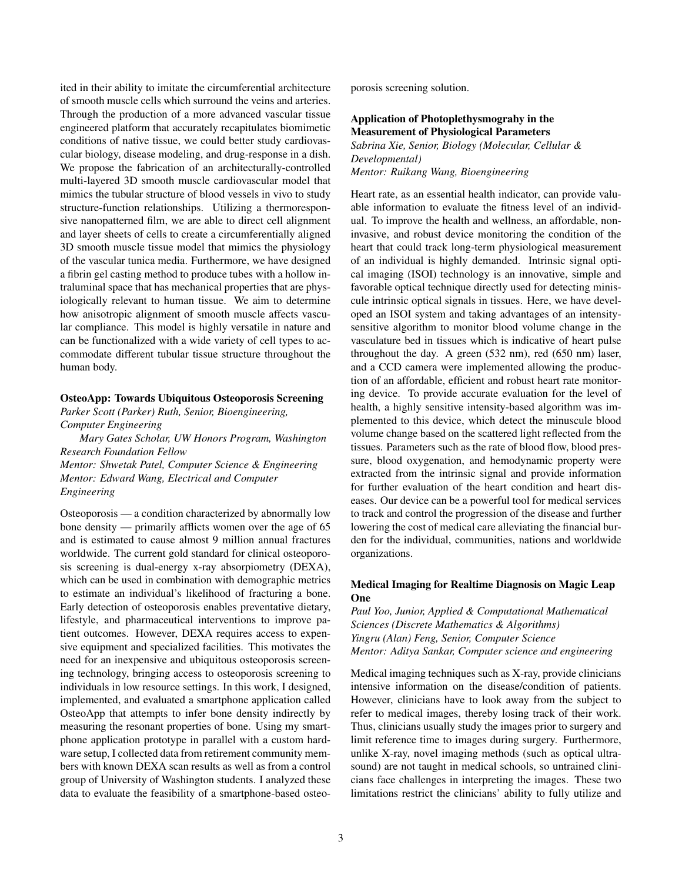ited in their ability to imitate the circumferential architecture of smooth muscle cells which surround the veins and arteries. Through the production of a more advanced vascular tissue engineered platform that accurately recapitulates biomimetic conditions of native tissue, we could better study cardiovascular biology, disease modeling, and drug-response in a dish. We propose the fabrication of an architecturally-controlled multi-layered 3D smooth muscle cardiovascular model that mimics the tubular structure of blood vessels in vivo to study structure-function relationships. Utilizing a thermoresponsive nanopatterned film, we are able to direct cell alignment and layer sheets of cells to create a circumferentially aligned 3D smooth muscle tissue model that mimics the physiology of the vascular tunica media. Furthermore, we have designed a fibrin gel casting method to produce tubes with a hollow intraluminal space that has mechanical properties that are physiologically relevant to human tissue. We aim to determine how anisotropic alignment of smooth muscle affects vascular compliance. This model is highly versatile in nature and can be functionalized with a wide variety of cell types to accommodate different tubular tissue structure throughout the human body.

### OsteoApp: Towards Ubiquitous Osteoporosis Screening

*Parker Scott (Parker) Ruth, Senior, Bioengineering, Computer Engineering*
*Mary Gates Scholar, UW Honors Program, Washington Research Foundation Fellow*
*Mentor: Shwetak Patel, Computer Science & Engineering*
*Mentor: Edward Wang, Electrical and Computer Engineering*

Osteoporosis — a condition characterized by abnormally low bone density — primarily afflicts women over the age of 65 and is estimated to cause almost 9 million annual fractures worldwide. The current gold standard for clinical osteoporosis screening is dual-energy x-ray absorpiometry (DEXA), which can be used in combination with demographic metrics to estimate an individual's likelihood of fracturing a bone. Early detection of osteoporosis enables preventative dietary, lifestyle, and pharmaceutical interventions to improve patient outcomes. However, DEXA requires access to expensive equipment and specialized facilities. This motivates the need for an inexpensive and ubiquitous osteoporosis screening technology, bringing access to osteoporosis screening to individuals in low resource settings. In this work, I designed, implemented, and evaluated a smartphone application called OsteoApp that attempts to infer bone density indirectly by measuring the resonant properties of bone. Using my smartphone application prototype in parallel with a custom hardware setup, I collected data from retirement community members with known DEXA scan results as well as from a control group of University of Washington students. I analyzed these data to evaluate the feasibility of a smartphone-based osteoporosis screening solution.

### Application of Photoplethysmograhy in the Measurement of Physiological Parameters

*Sabrina Xie, Senior, Biology (Molecular, Cellular & Developmental)*
*Mentor: Ruikang Wang, Bioengineering*

Heart rate, as an essential health indicator, can provide valuable information to evaluate the fitness level of an individual. To improve the health and wellness, an affordable, noninvasive, and robust device monitoring the condition of the heart that could track long-term physiological measurement of an individual is highly demanded. Intrinsic signal optical imaging (ISOI) technology is an innovative, simple and favorable optical technique directly used for detecting miniscule intrinsic optical signals in tissues. Here, we have developed an ISOI system and taking advantages of an intensity-sensitive algorithm to monitor blood volume change in the vasculature bed in tissues which is indicative of heart pulse throughout the day. A green (532 nm), red (650 nm) laser, and a CCD camera were implemented allowing the production of an affordable, efficient and robust heart rate monitoring device. To provide accurate evaluation for the level of health, a highly sensitive intensity-based algorithm was implemented to this device, which detect the minuscule blood volume change based on the scattered light reflected from the tissues. Parameters such as the rate of blood flow, blood pressure, blood oxygenation, and hemodynamic property were extracted from the intrinsic signal and provide information for further evaluation of the heart condition and heart diseases. Our device can be a powerful tool for medical services to track and control the progression of the disease and further lowering the cost of medical care alleviating the financial burden for the individual, communities, nations and worldwide organizations.

### Medical Imaging for Realtime Diagnosis on Magic Leap One

*Paul Yoo, Junior, Applied & Computational Mathematical Sciences (Discrete Mathematics & Algorithms)*
*Yingru (Alan) Feng, Senior, Computer Science*
*Mentor: Aditya Sankar, Computer science and engineering*

Medical imaging techniques such as X-ray, provide clinicians intensive information on the disease/condition of patients. However, clinicians have to look away from the subject to refer to medical images, thereby losing track of their work. Thus, clinicians usually study the images prior to surgery and limit reference time to images during surgery. Furthermore, unlike X-ray, novel imaging methods (such as optical ultrasound) are not taught in medical schools, so untrained clinicians face challenges in interpreting the images. These two limitations restrict the clinicians' ability to fully utilize and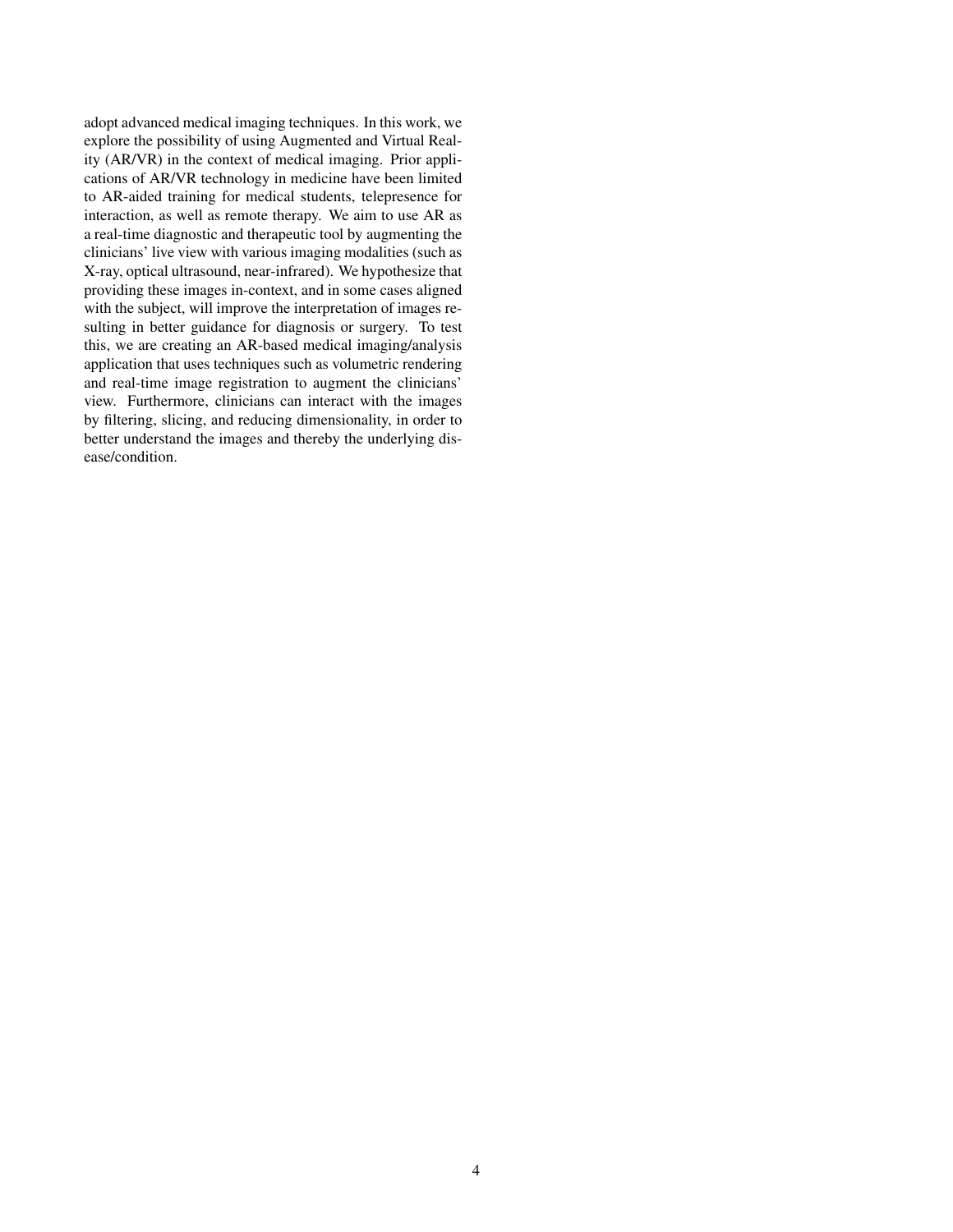adopt advanced medical imaging techniques. In this work, we explore the possibility of using Augmented and Virtual Reality (AR/VR) in the context of medical imaging. Prior applications of AR/VR technology in medicine have been limited to AR-aided training for medical students, telepresence for interaction, as well as remote therapy. We aim to use AR as a real-time diagnostic and therapeutic tool by augmenting the clinicians' live view with various imaging modalities (such as X-ray, optical ultrasound, near-infrared). We hypothesize that providing these images in-context, and in some cases aligned with the subject, will improve the interpretation of images resulting in better guidance for diagnosis or surgery. To test this, we are creating an AR-based medical imaging/analysis application that uses techniques such as volumetric rendering and real-time image registration to augment the clinicians' view. Furthermore, clinicians can interact with the images by filtering, slicing, and reducing dimensionality, in order to better understand the images and thereby the underlying disease/condition.